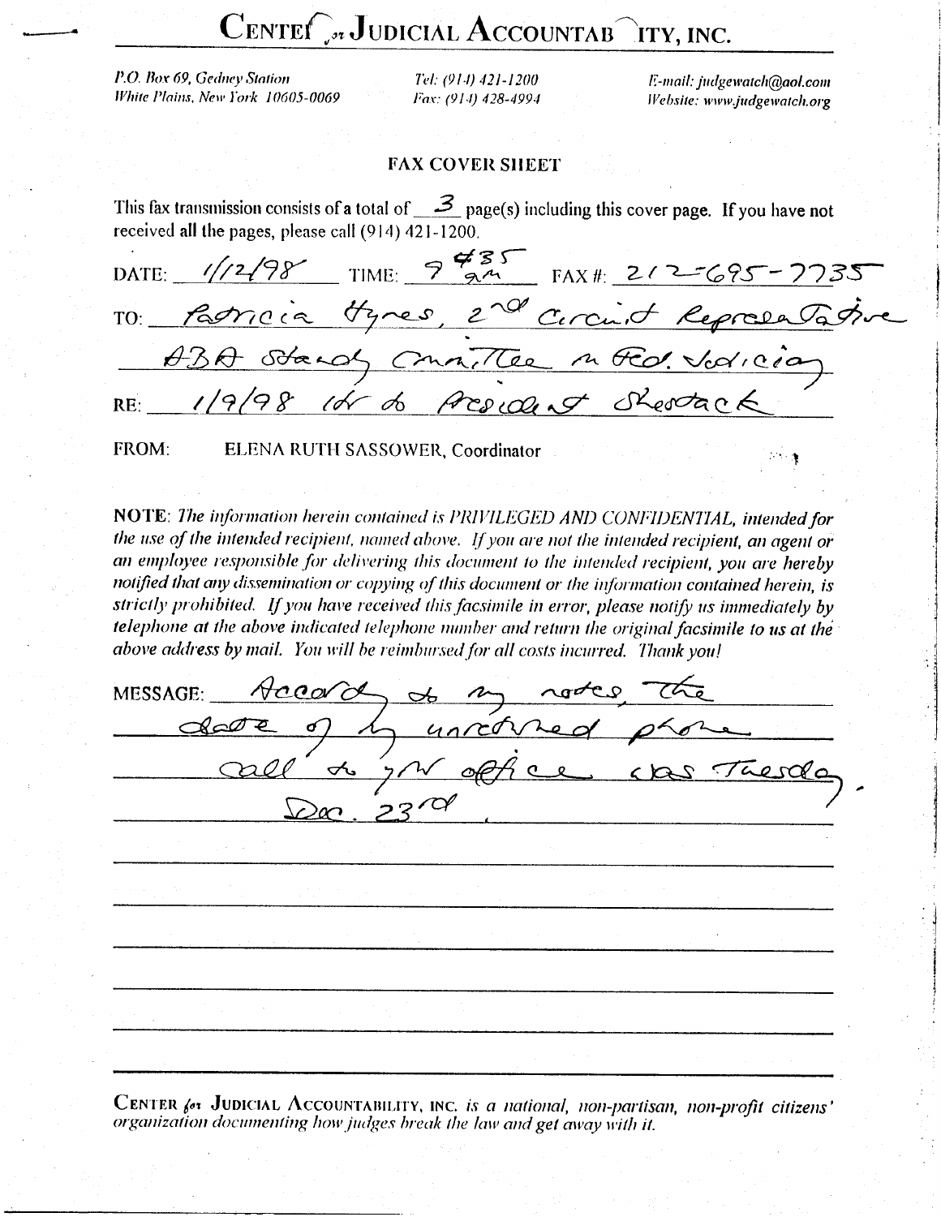# CENTER for JUDICIAL ACCOUNTABILITY, INC.

*P.O. Box 69, Gedney Station*
*White Plains, New York 10605-0069*

*Tel: (914) 421-1200*
*Fax: (914) 428-4994*

*E-mail: judgewatch@aol.com*
*Website: www.judgewatch.org*

## FAX COVER SHEET

This fax transmission consists of a total of 3 page(s) including this cover page. If you have not received all the pages, please call (914) 421-1200.

DATE: 1/12/98 TIME: 9:35 am FAX #: 212-695-7735

TO: Patricia Hynes, 2nd Circuit Representative ABA Standing Committee on Fed. Judiciary

RE: 1/9/98 ltr to President Shestack

FROM: ELENA RUTH SASSOWER, Coordinator

**NOTE**: *The information herein contained is PRIVILEGED AND CONFIDENTIAL, intended for the use of the intended recipient, named above. If you are not the intended recipient, an agent or an employee responsible for delivering this document to the intended recipient, you are hereby notified that any dissemination or copying of this document or the information contained herein, is strictly prohibited. If you have received this facsimile in error, please notify us immediately by telephone at the above indicated telephone number and return the original facsimile to us at the above address by mail. You will be reimbursed for all costs incurred. Thank you!*

MESSAGE: According to my notes, the date of my unreturned phone call to your office was Tuesday, Dec. 23rd.

CENTER for JUDICIAL ACCOUNTABILITY, INC. *is a national, non-partisan, non-profit citizens' organization documenting how judges break the law and get away with it.*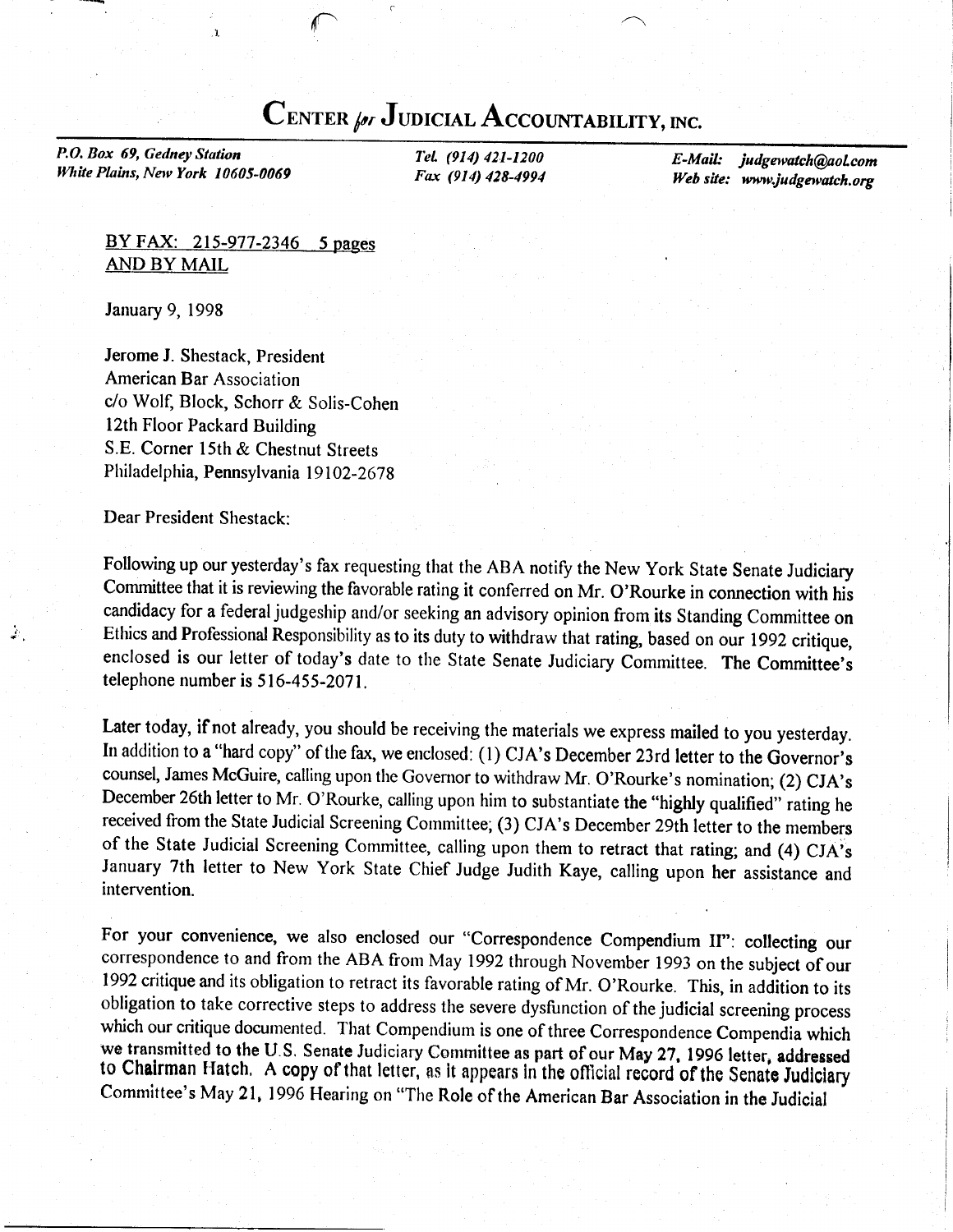# Center for Judicial Accountability, Inc.

*P.O. Box 69, Gedney Station*
*White Plains, New York 10605-0069*

*Tel. (914) 421-1200*
*Fax (914) 428-4994*

*E-Mail: judgewatch@aol.com*
*Web site: www.judgewatch.org*

BY FAX: 215-977-2346 5 pages
AND BY MAIL

January 9, 1998

Jerome J. Shestack, President
American Bar Association
c/o Wolf, Block, Schorr & Solis-Cohen
12th Floor Packard Building
S.E. Corner 15th & Chestnut Streets
Philadelphia, Pennsylvania 19102-2678

Dear President Shestack:

Following up our yesterday's fax requesting that the ABA notify the New York State Senate Judiciary Committee that it is reviewing the favorable rating it conferred on Mr. O'Rourke in connection with his candidacy for a federal judgeship and/or seeking an advisory opinion from its Standing Committee on Ethics and Professional Responsibility as to its duty to withdraw that rating, based on our 1992 critique, enclosed is our letter of today's date to the State Senate Judiciary Committee. The Committee's telephone number is 516-455-2071.

Later today, if not already, you should be receiving the materials we express mailed to you yesterday. In addition to a "hard copy" of the fax, we enclosed: (1) CJA's December 23rd letter to the Governor's counsel, James McGuire, calling upon the Governor to withdraw Mr. O'Rourke's nomination; (2) CJA's December 26th letter to Mr. O'Rourke, calling upon him to substantiate the "highly qualified" rating he received from the State Judicial Screening Committee; (3) CJA's December 29th letter to the members of the State Judicial Screening Committee, calling upon them to retract that rating; and (4) CJA's January 7th letter to New York State Chief Judge Judith Kaye, calling upon her assistance and intervention.

For your convenience, we also enclosed our "Correspondence Compendium II": collecting our correspondence to and from the ABA from May 1992 through November 1993 on the subject of our 1992 critique and its obligation to retract its favorable rating of Mr. O'Rourke. This, in addition to its obligation to take corrective steps to address the severe dysfunction of the judicial screening process which our critique documented. That Compendium is one of three Correspondence Compendia which we transmitted to the U.S. Senate Judiciary Committee as part of our May 27, 1996 letter, addressed to Chairman Hatch. A copy of that letter, as it appears in the official record of the Senate Judiciary Committee's May 21, 1996 Hearing on "The Role of the American Bar Association in the Judicial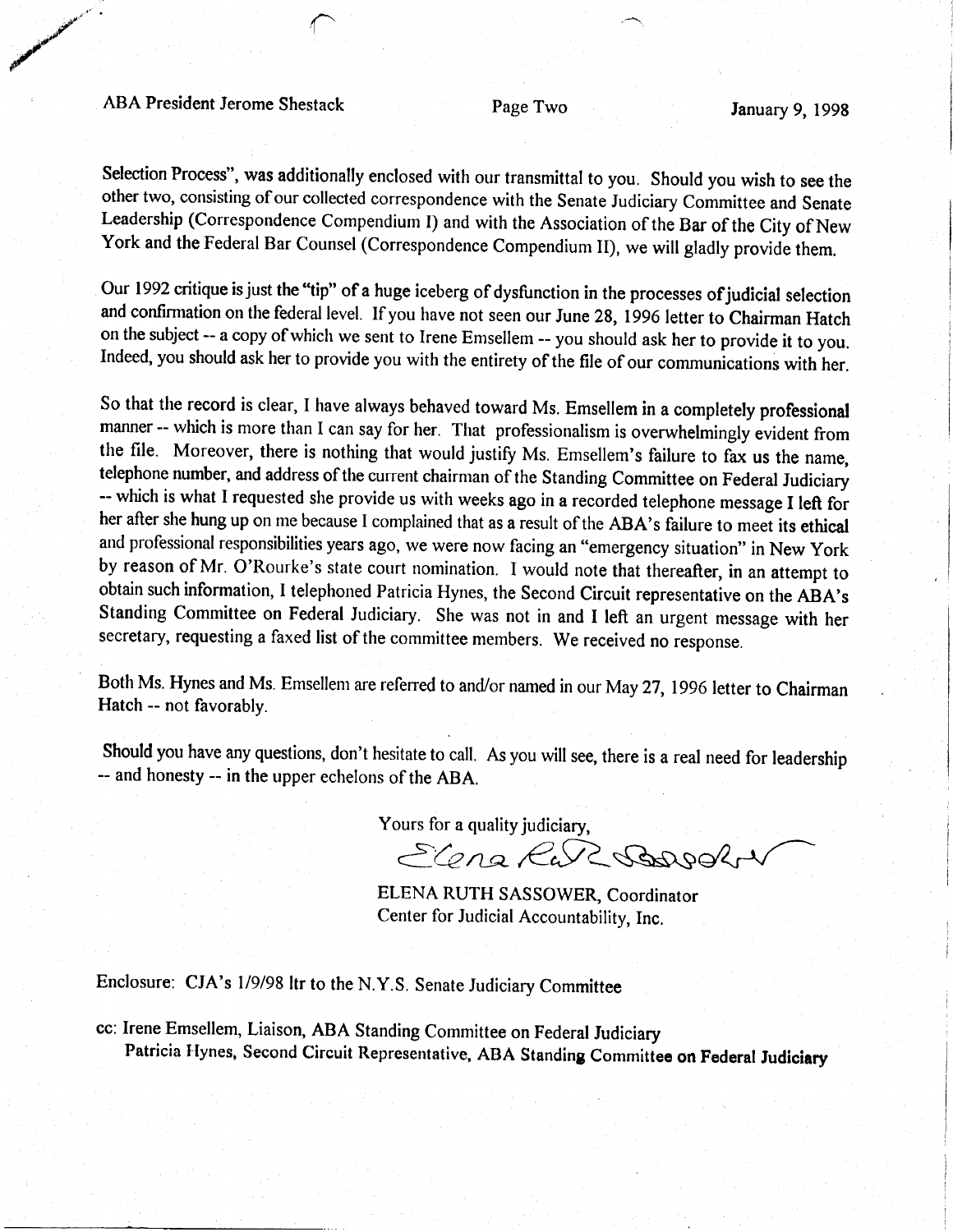Selection Process", was additionally enclosed with our transmittal to you. Should you wish to see the other two, consisting of our collected correspondence with the Senate Judiciary Committee and Senate Leadership (Correspondence Compendium I) and with the Association of the Bar of the City of New York and the Federal Bar Counsel (Correspondence Compendium II), we will gladly provide them.

Our 1992 critique is just the "tip" of a huge iceberg of dysfunction in the processes of judicial selection and confirmation on the federal level. If you have not seen our June 28, 1996 letter to Chairman Hatch on the subject -- a copy of which we sent to Irene Emsellem -- you should ask her to provide it to you. Indeed, you should ask her to provide you with the entirety of the file of our communications with her.

So that the record is clear, I have always behaved toward Ms. Emsellem in a completely professional manner -- which is more than I can say for her. That professionalism is overwhelmingly evident from the file. Moreover, there is nothing that would justify Ms. Emsellem's failure to fax us the name, telephone number, and address of the current chairman of the Standing Committee on Federal Judiciary -- which is what I requested she provide us with weeks ago in a recorded telephone message I left for her after she hung up on me because I complained that as a result of the ABA's failure to meet its ethical and professional responsibilities years ago, we were now facing an "emergency situation" in New York by reason of Mr. O'Rourke's state court nomination. I would note that thereafter, in an attempt to obtain such information, I telephoned Patricia Hynes, the Second Circuit representative on the ABA's Standing Committee on Federal Judiciary. She was not in and I left an urgent message with her secretary, requesting a faxed list of the committee members. We received no response.

Both Ms. Hynes and Ms. Emsellem are referred to and/or named in our May 27, 1996 letter to Chairman Hatch -- not favorably.

Should you have any questions, don't hesitate to call. As you will see, there is a real need for leadership -- and honesty -- in the upper echelons of the ABA.

Yours for a quality judiciary,

Elena Ruth Sassower

ELENA RUTH SASSOWER, Coordinator
Center for Judicial Accountability, Inc.

Enclosure: CJA's 1/9/98 ltr to the N.Y.S. Senate Judiciary Committee

cc: Irene Emsellem, Liaison, ABA Standing Committee on Federal Judiciary
Patricia Hynes, Second Circuit Representative, ABA Standing Committee on Federal Judiciary